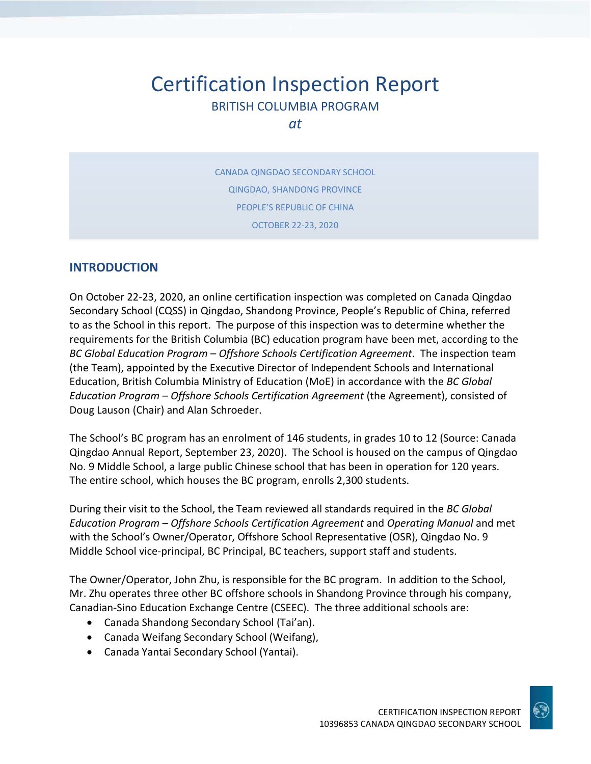# Certification Inspection Report

BRITISH COLUMBIA PROGRAM

*at*

CANADA QINGDAO SECONDARY SCHOOL

QINGDAO, SHANDONG PROVINCE

PEOPLE'S REPUBLIC OF CHINA

OCTOBER 22-23, 2020

## INTRODUCTION

On October 22-23, 2020, an online certification inspection was completed on Canada Qingdao Secondary School (CQSS) in Qingdao, Shandong Province, People's Republic of China, referred to as the School in this report. The purpose of this inspection was to determine whether the requirements for the British Columbia (BC) education program have been met, according to the *BC Global Education Program – Offshore Schools Certification Agreement*. The inspection team (the Team), appointed by the Executive Director of Independent Schools and International Education, British Columbia Ministry of Education (MoE) in accordance with the *BC Global Education Program – Offshore Schools Certification Agreement* (the Agreement), consisted of Doug Lauson (Chair) and Alan Schroeder.

The School's BC program has an enrolment of 146 students, in grades 10 to 12 (Source: Canada Qingdao Annual Report, September 23, 2020). The School is housed on the campus of Qingdao No. 9 Middle School, a large public Chinese school that has been in operation for 120 years. The entire school, which houses the BC program, enrolls 2,300 students.

During their visit to the School, the Team reviewed all standards required in the *BC Global Education Program – Offshore Schools Certification Agreement* and *Operating Manual* and met with the School's Owner/Operator, Offshore School Representative (OSR), Qingdao No. 9 Middle School vice-principal, BC Principal, BC teachers, support staff and students.

The Owner/Operator, John Zhu, is responsible for the BC program. In addition to the School, Mr. Zhu operates three other BC offshore schools in Shandong Province through his company, Canadian-Sino Education Exchange Centre (CSEEC). The three additional schools are:

- Canada Shandong Secondary School (Tai'an).
- Canada Weifang Secondary School (Weifang),
- Canada Yantai Secondary School (Yantai).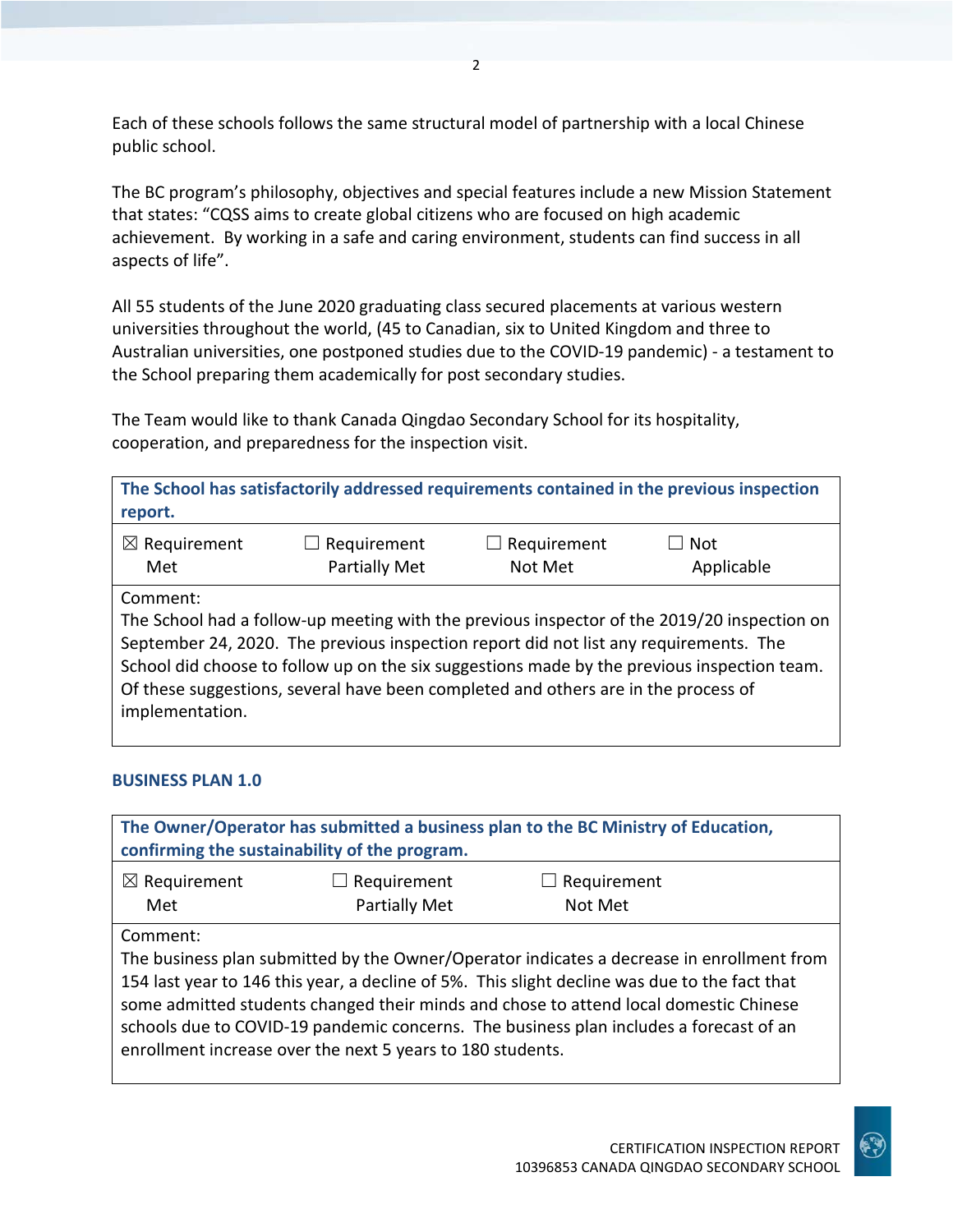Each of these schools follows the same structural model of partnership with a local Chinese public school.

The BC program's philosophy, objectives and special features include a new Mission Statement that states: "CQSS aims to create global citizens who are focused on high academic achievement. By working in a safe and caring environment, students can find success in all aspects of life".

All 55 students of the June 2020 graduating class secured placements at various western universities throughout the world, (45 to Canadian, six to United Kingdom and three to Australian universities, one postponed studies due to the COVID-19 pandemic) - a testament to the School preparing them academically for post secondary studies.

The Team would like to thank Canada Qingdao Secondary School for its hospitality, cooperation, and preparedness for the inspection visit.

| **The School has satisfactorily addressed requirements contained in the previous inspection report.** | | | |
|---|---|---|---|
| ☒ Requirement Met | ☐ Requirement Partially Met | ☐ Requirement Not Met | ☐ Not Applicable |
| Comment: The School had a follow-up meeting with the previous inspector of the 2019/20 inspection on September 24, 2020. The previous inspection report did not list any requirements. The School did choose to follow up on the six suggestions made by the previous inspection team. Of these suggestions, several have been completed and others are in the process of implementation. | | | |

### BUSINESS PLAN 1.0

| **The Owner/Operator has submitted a business plan to the BC Ministry of Education, confirming the sustainability of the program.** | | |
|---|---|---|
| ☒ Requirement Met | ☐ Requirement Partially Met | ☐ Requirement Not Met |
| Comment: The business plan submitted by the Owner/Operator indicates a decrease in enrollment from 154 last year to 146 this year, a decline of 5%. This slight decline was due to the fact that some admitted students changed their minds and chose to attend local domestic Chinese schools due to COVID-19 pandemic concerns. The business plan includes a forecast of an enrollment increase over the next 5 years to 180 students. | | |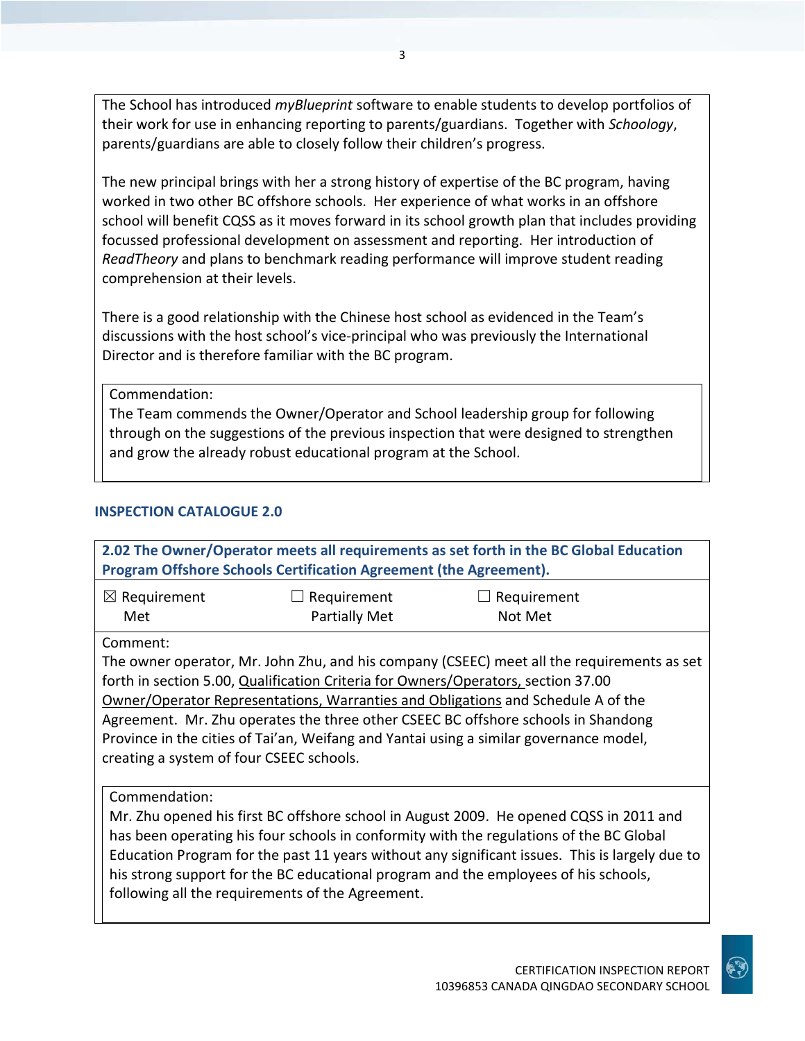The School has introduced *myBlueprint* software to enable students to develop portfolios of their work for use in enhancing reporting to parents/guardians. Together with *Schoology*, parents/guardians are able to closely follow their children's progress.

The new principal brings with her a strong history of expertise of the BC program, having worked in two other BC offshore schools. Her experience of what works in an offshore school will benefit CQSS as it moves forward in its school growth plan that includes providing focussed professional development on assessment and reporting. Her introduction of *ReadTheory* and plans to benchmark reading performance will improve student reading comprehension at their levels.

There is a good relationship with the Chinese host school as evidenced in the Team's discussions with the host school's vice-principal who was previously the International Director and is therefore familiar with the BC program.

Commendation:
The Team commends the Owner/Operator and School leadership group for following through on the suggestions of the previous inspection that were designed to strengthen and grow the already robust educational program at the School.

## INSPECTION CATALOGUE 2.0

**2.02 The Owner/Operator meets all requirements as set forth in the BC Global Education Program Offshore Schools Certification Agreement (the Agreement).**

☒ Requirement Met ☐ Requirement Partially Met ☐ Requirement Not Met

Comment:
The owner operator, Mr. John Zhu, and his company (CSEEC) meet all the requirements as set forth in section 5.00, Qualification Criteria for Owners/Operators, section 37.00 Owner/Operator Representations, Warranties and Obligations and Schedule A of the Agreement. Mr. Zhu operates the three other CSEEC BC offshore schools in Shandong Province in the cities of Tai'an, Weifang and Yantai using a similar governance model, creating a system of four CSEEC schools.

Commendation:
Mr. Zhu opened his first BC offshore school in August 2009. He opened CQSS in 2011 and has been operating his four schools in conformity with the regulations of the BC Global Education Program for the past 11 years without any significant issues. This is largely due to his strong support for the BC educational program and the employees of his schools, following all the requirements of the Agreement.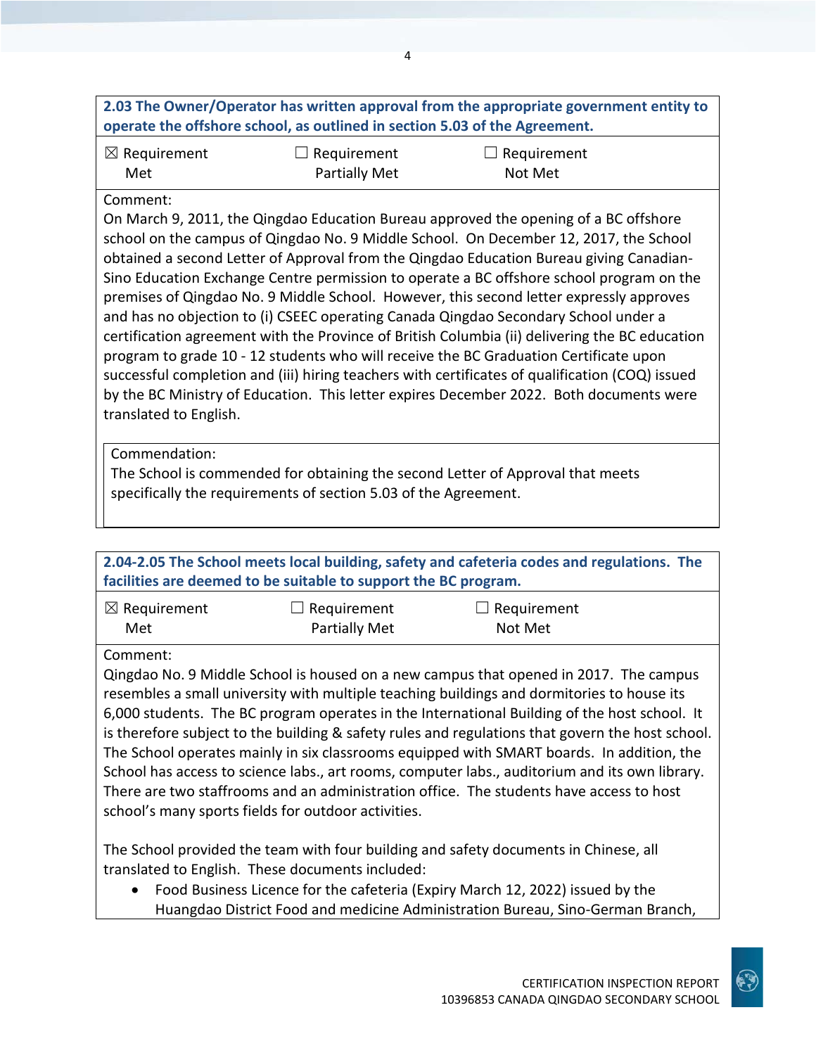**2.03 The Owner/Operator has written approval from the appropriate government entity to operate the offshore school, as outlined in section 5.03 of the Agreement.**

☒ Requirement Met ☐ Requirement Partially Met ☐ Requirement Not Met

Comment:
On March 9, 2011, the Qingdao Education Bureau approved the opening of a BC offshore school on the campus of Qingdao No. 9 Middle School. On December 12, 2017, the School obtained a second Letter of Approval from the Qingdao Education Bureau giving Canadian-Sino Education Exchange Centre permission to operate a BC offshore school program on the premises of Qingdao No. 9 Middle School. However, this second letter expressly approves and has no objection to (i) CSEEC operating Canada Qingdao Secondary School under a certification agreement with the Province of British Columbia (ii) delivering the BC education program to grade 10 - 12 students who will receive the BC Graduation Certificate upon successful completion and (iii) hiring teachers with certificates of qualification (COQ) issued by the BC Ministry of Education. This letter expires December 2022. Both documents were translated to English.

Commendation:
The School is commended for obtaining the second Letter of Approval that meets specifically the requirements of section 5.03 of the Agreement.

**2.04-2.05 The School meets local building, safety and cafeteria codes and regulations. The facilities are deemed to be suitable to support the BC program.**

☒ Requirement Met ☐ Requirement Partially Met ☐ Requirement Not Met

Comment:
Qingdao No. 9 Middle School is housed on a new campus that opened in 2017. The campus resembles a small university with multiple teaching buildings and dormitories to house its 6,000 students. The BC program operates in the International Building of the host school. It is therefore subject to the building & safety rules and regulations that govern the host school. The School operates mainly in six classrooms equipped with SMART boards. In addition, the School has access to science labs., art rooms, computer labs., auditorium and its own library. There are two staffrooms and an administration office. The students have access to host school's many sports fields for outdoor activities.

The School provided the team with four building and safety documents in Chinese, all translated to English. These documents included:

- Food Business Licence for the cafeteria (Expiry March 12, 2022) issued by the Huangdao District Food and medicine Administration Bureau, Sino-German Branch,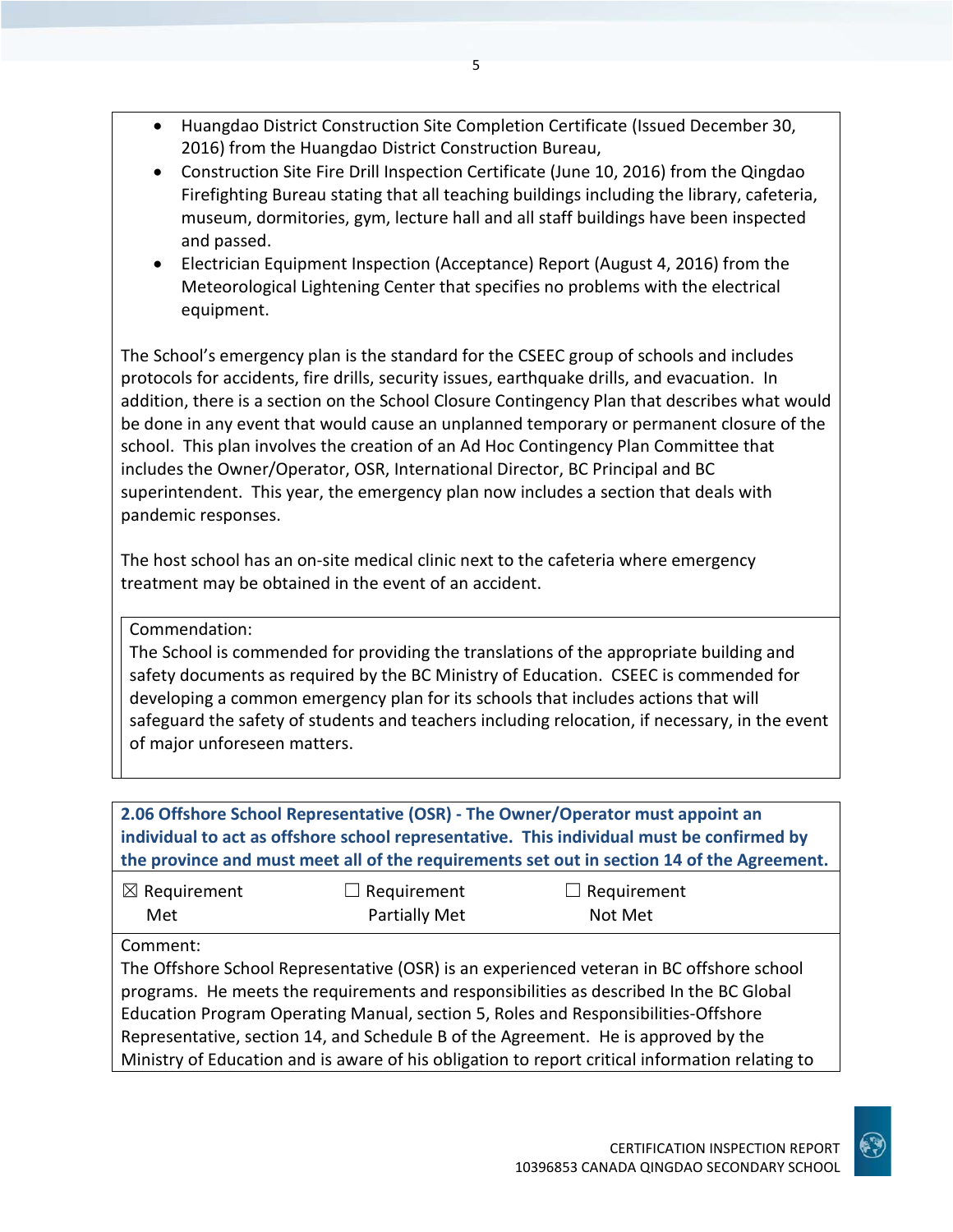- Huangdao District Construction Site Completion Certificate (Issued December 30, 2016) from the Huangdao District Construction Bureau,
- Construction Site Fire Drill Inspection Certificate (June 10, 2016) from the Qingdao Firefighting Bureau stating that all teaching buildings including the library, cafeteria, museum, dormitories, gym, lecture hall and all staff buildings have been inspected and passed.
- Electrician Equipment Inspection (Acceptance) Report (August 4, 2016) from the Meteorological Lightening Center that specifies no problems with the electrical equipment.

The School's emergency plan is the standard for the CSEEC group of schools and includes protocols for accidents, fire drills, security issues, earthquake drills, and evacuation. In addition, there is a section on the School Closure Contingency Plan that describes what would be done in any event that would cause an unplanned temporary or permanent closure of the school. This plan involves the creation of an Ad Hoc Contingency Plan Committee that includes the Owner/Operator, OSR, International Director, BC Principal and BC superintendent. This year, the emergency plan now includes a section that deals with pandemic responses.

The host school has an on-site medical clinic next to the cafeteria where emergency treatment may be obtained in the event of an accident.

Commendation:
The School is commended for providing the translations of the appropriate building and safety documents as required by the BC Ministry of Education. CSEEC is commended for developing a common emergency plan for its schools that includes actions that will safeguard the safety of students and teachers including relocation, if necessary, in the event of major unforeseen matters.

**2.06 Offshore School Representative (OSR) - The Owner/Operator must appoint an individual to act as offshore school representative. This individual must be confirmed by the province and must meet all of the requirements set out in section 14 of the Agreement.**

| ☒ Requirement Met | ☐ Requirement Partially Met | ☐ Requirement Not Met |
|---|---|---|

Comment:
The Offshore School Representative (OSR) is an experienced veteran in BC offshore school programs. He meets the requirements and responsibilities as described In the BC Global Education Program Operating Manual, section 5, Roles and Responsibilities-Offshore Representative, section 14, and Schedule B of the Agreement. He is approved by the Ministry of Education and is aware of his obligation to report critical information relating to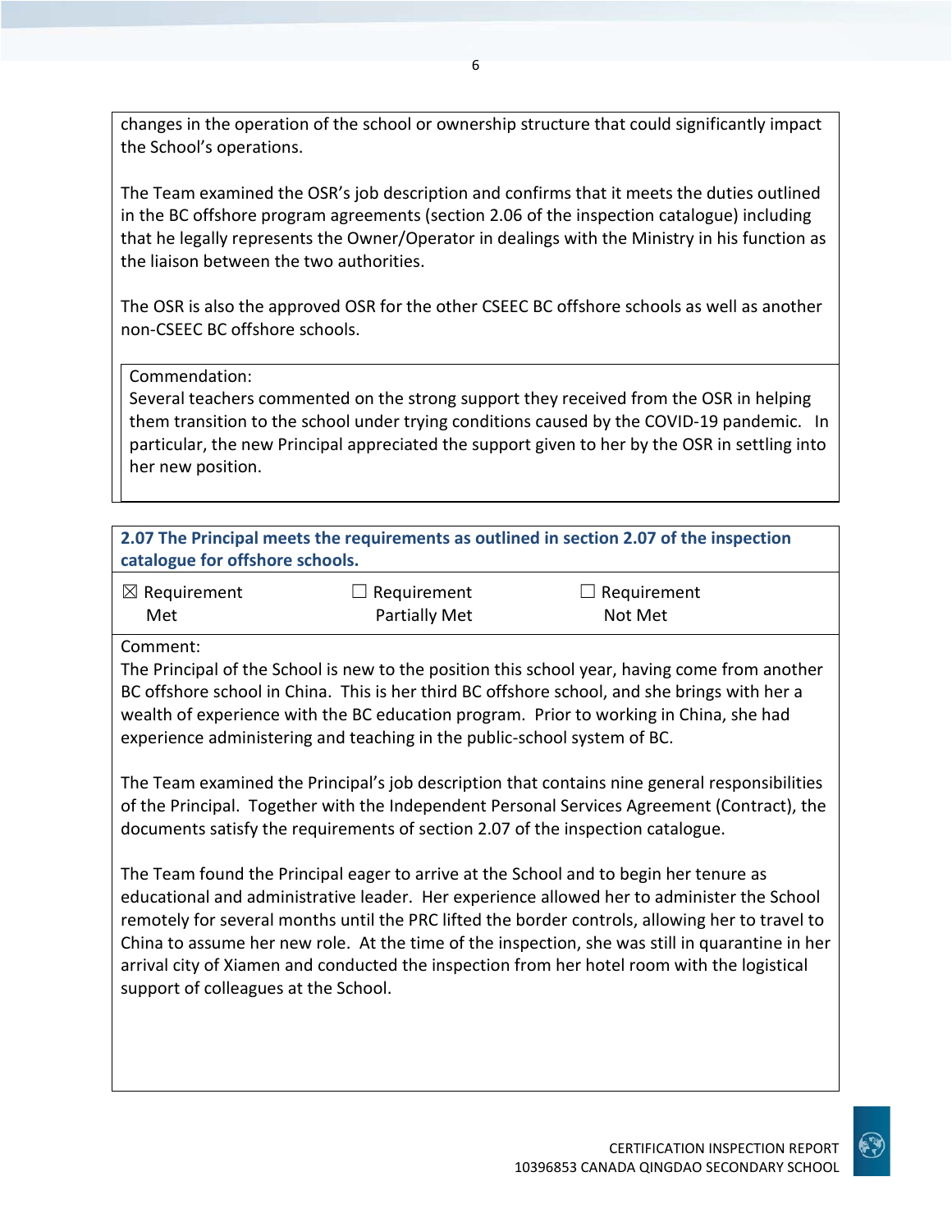changes in the operation of the school or ownership structure that could significantly impact the School's operations.

The Team examined the OSR's job description and confirms that it meets the duties outlined in the BC offshore program agreements (section 2.06 of the inspection catalogue) including that he legally represents the Owner/Operator in dealings with the Ministry in his function as the liaison between the two authorities.

The OSR is also the approved OSR for the other CSEEC BC offshore schools as well as another non-CSEEC BC offshore schools.

Commendation:
Several teachers commented on the strong support they received from the OSR in helping them transition to the school under trying conditions caused by the COVID-19 pandemic. In particular, the new Principal appreciated the support given to her by the OSR in settling into her new position.

**2.07 The Principal meets the requirements as outlined in section 2.07 of the inspection catalogue for offshore schools.**

| ☒ Requirement Met | ☐ Requirement Partially Met | ☐ Requirement Not Met |
|---|---|---|

Comment:
The Principal of the School is new to the position this school year, having come from another BC offshore school in China. This is her third BC offshore school, and she brings with her a wealth of experience with the BC education program. Prior to working in China, she had experience administering and teaching in the public-school system of BC.

The Team examined the Principal's job description that contains nine general responsibilities of the Principal. Together with the Independent Personal Services Agreement (Contract), the documents satisfy the requirements of section 2.07 of the inspection catalogue.

The Team found the Principal eager to arrive at the School and to begin her tenure as educational and administrative leader. Her experience allowed her to administer the School remotely for several months until the PRC lifted the border controls, allowing her to travel to China to assume her new role. At the time of the inspection, she was still in quarantine in her arrival city of Xiamen and conducted the inspection from her hotel room with the logistical support of colleagues at the School.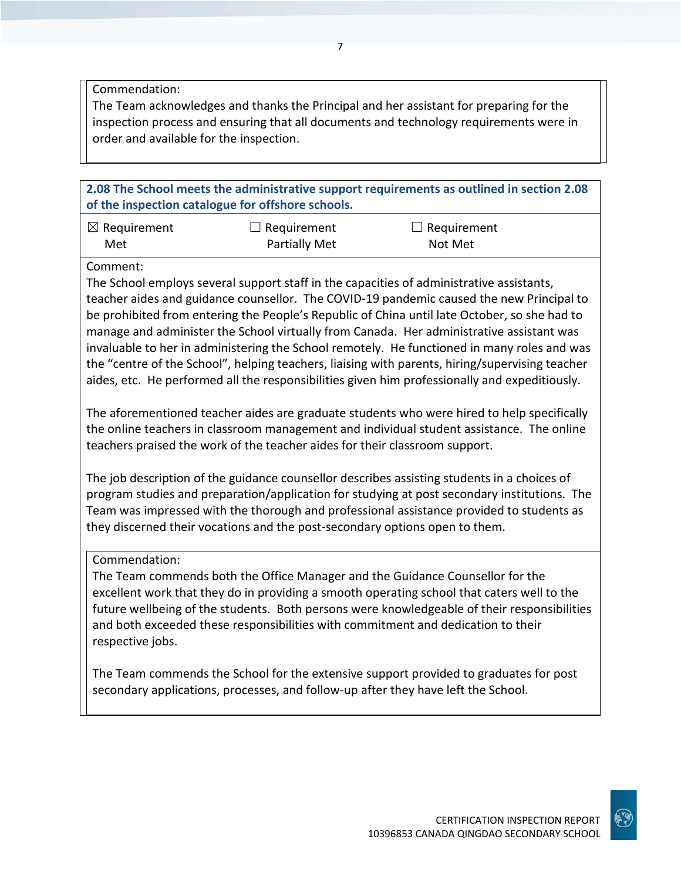Commendation:
The Team acknowledges and thanks the Principal and her assistant for preparing for the inspection process and ensuring that all documents and technology requirements were in order and available for the inspection.

**2.08 The School meets the administrative support requirements as outlined in section 2.08 of the inspection catalogue for offshore schools.**

☒ Requirement Met ☐ Requirement Partially Met ☐ Requirement Not Met

Comment:
The School employs several support staff in the capacities of administrative assistants, teacher aides and guidance counsellor. The COVID-19 pandemic caused the new Principal to be prohibited from entering the People's Republic of China until late October, so she had to manage and administer the School virtually from Canada. Her administrative assistant was invaluable to her in administering the School remotely. He functioned in many roles and was the "centre of the School", helping teachers, liaising with parents, hiring/supervising teacher aides, etc. He performed all the responsibilities given him professionally and expeditiously.

The aforementioned teacher aides are graduate students who were hired to help specifically the online teachers in classroom management and individual student assistance. The online teachers praised the work of the teacher aides for their classroom support.

The job description of the guidance counsellor describes assisting students in a choices of program studies and preparation/application for studying at post secondary institutions. The Team was impressed with the thorough and professional assistance provided to students as they discerned their vocations and the post-secondary options open to them.

Commendation:
The Team commends both the Office Manager and the Guidance Counsellor for the excellent work that they do in providing a smooth operating school that caters well to the future wellbeing of the students. Both persons were knowledgeable of their responsibilities and both exceeded these responsibilities with commitment and dedication to their respective jobs.

The Team commends the School for the extensive support provided to graduates for post secondary applications, processes, and follow-up after they have left the School.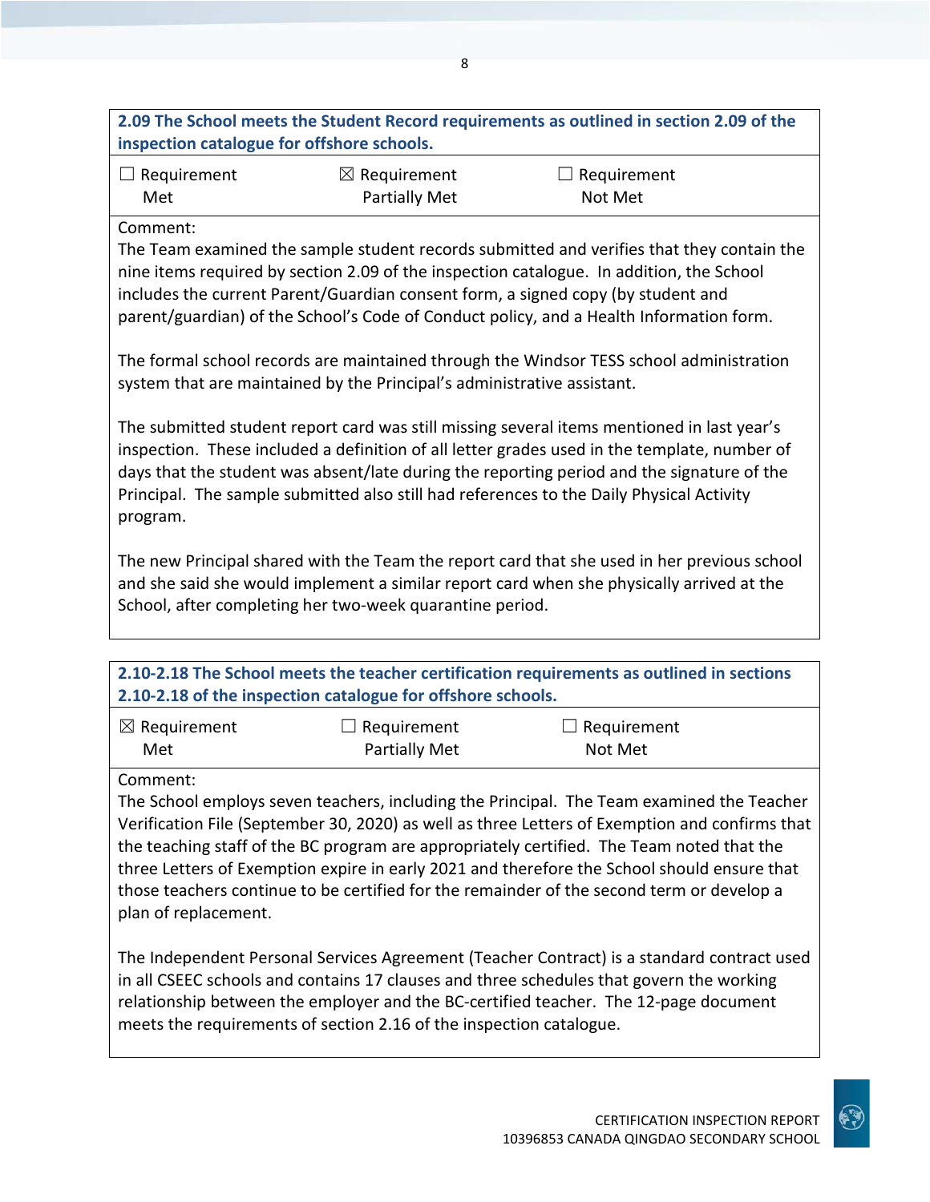**2.09 The School meets the Student Record requirements as outlined in section 2.09 of the inspection catalogue for offshore schools.**

| ☐ Requirement Met | ☒ Requirement Partially Met | ☐ Requirement Not Met |
|---|---|---|

Comment:

The Team examined the sample student records submitted and verifies that they contain the nine items required by section 2.09 of the inspection catalogue. In addition, the School includes the current Parent/Guardian consent form, a signed copy (by student and parent/guardian) of the School's Code of Conduct policy, and a Health Information form.

The formal school records are maintained through the Windsor TESS school administration system that are maintained by the Principal's administrative assistant.

The submitted student report card was still missing several items mentioned in last year's inspection. These included a definition of all letter grades used in the template, number of days that the student was absent/late during the reporting period and the signature of the Principal. The sample submitted also still had references to the Daily Physical Activity program.

The new Principal shared with the Team the report card that she used in her previous school and she said she would implement a similar report card when she physically arrived at the School, after completing her two-week quarantine period.

**2.10-2.18 The School meets the teacher certification requirements as outlined in sections 2.10-2.18 of the inspection catalogue for offshore schools.**

| ☒ Requirement Met | ☐ Requirement Partially Met | ☐ Requirement Not Met |
|---|---|---|

Comment:

The School employs seven teachers, including the Principal. The Team examined the Teacher Verification File (September 30, 2020) as well as three Letters of Exemption and confirms that the teaching staff of the BC program are appropriately certified. The Team noted that the three Letters of Exemption expire in early 2021 and therefore the School should ensure that those teachers continue to be certified for the remainder of the second term or develop a plan of replacement.

The Independent Personal Services Agreement (Teacher Contract) is a standard contract used in all CSEEC schools and contains 17 clauses and three schedules that govern the working relationship between the employer and the BC-certified teacher. The 12-page document meets the requirements of section 2.16 of the inspection catalogue.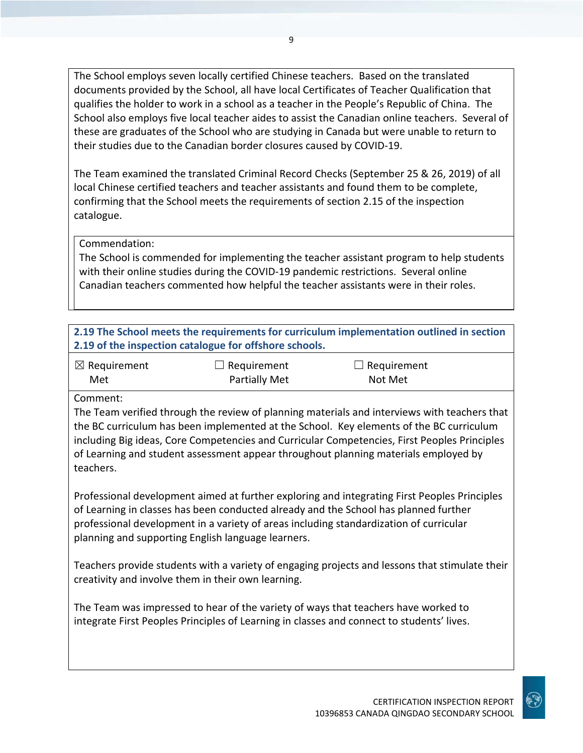The School employs seven locally certified Chinese teachers. Based on the translated documents provided by the School, all have local Certificates of Teacher Qualification that qualifies the holder to work in a school as a teacher in the People's Republic of China. The School also employs five local teacher aides to assist the Canadian online teachers. Several of these are graduates of the School who are studying in Canada but were unable to return to their studies due to the Canadian border closures caused by COVID-19.

The Team examined the translated Criminal Record Checks (September 25 & 26, 2019) of all local Chinese certified teachers and teacher assistants and found them to be complete, confirming that the School meets the requirements of section 2.15 of the inspection catalogue.

Commendation:
The School is commended for implementing the teacher assistant program to help students with their online studies during the COVID-19 pandemic restrictions. Several online Canadian teachers commented how helpful the teacher assistants were in their roles.

**2.19 The School meets the requirements for curriculum implementation outlined in section 2.19 of the inspection catalogue for offshore schools.**

| ☒ Requirement Met | ☐ Requirement Partially Met | ☐ Requirement Not Met |
|---|---|---|

Comment:
The Team verified through the review of planning materials and interviews with teachers that the BC curriculum has been implemented at the School. Key elements of the BC curriculum including Big ideas, Core Competencies and Curricular Competencies, First Peoples Principles of Learning and student assessment appear throughout planning materials employed by teachers.

Professional development aimed at further exploring and integrating First Peoples Principles of Learning in classes has been conducted already and the School has planned further professional development in a variety of areas including standardization of curricular planning and supporting English language learners.

Teachers provide students with a variety of engaging projects and lessons that stimulate their creativity and involve them in their own learning.

The Team was impressed to hear of the variety of ways that teachers have worked to integrate First Peoples Principles of Learning in classes and connect to students' lives.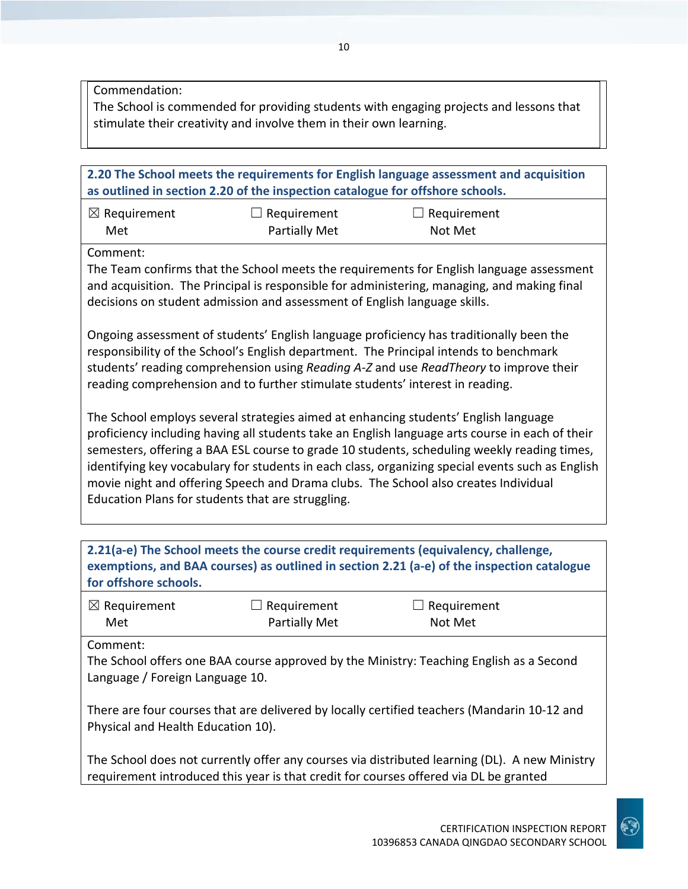Commendation:
The School is commended for providing students with engaging projects and lessons that stimulate their creativity and involve them in their own learning.

**2.20 The School meets the requirements for English language assessment and acquisition as outlined in section 2.20 of the inspection catalogue for offshore schools.**

| ☒ Requirement Met | ☐ Requirement Partially Met | ☐ Requirement Not Met |
|---|---|---|

Comment:
The Team confirms that the School meets the requirements for English language assessment and acquisition. The Principal is responsible for administering, managing, and making final decisions on student admission and assessment of English language skills.

Ongoing assessment of students' English language proficiency has traditionally been the responsibility of the School's English department. The Principal intends to benchmark students' reading comprehension using *Reading A-Z* and use *ReadTheory* to improve their reading comprehension and to further stimulate students' interest in reading.

The School employs several strategies aimed at enhancing students' English language proficiency including having all students take an English language arts course in each of their semesters, offering a BAA ESL course to grade 10 students, scheduling weekly reading times, identifying key vocabulary for students in each class, organizing special events such as English movie night and offering Speech and Drama clubs. The School also creates Individual Education Plans for students that are struggling.

**2.21(a-e) The School meets the course credit requirements (equivalency, challenge, exemptions, and BAA courses) as outlined in section 2.21 (a-e) of the inspection catalogue for offshore schools.**

| ☒ Requirement Met | ☐ Requirement Partially Met | ☐ Requirement Not Met |
|---|---|---|

Comment:
The School offers one BAA course approved by the Ministry: Teaching English as a Second Language / Foreign Language 10.

There are four courses that are delivered by locally certified teachers (Mandarin 10-12 and Physical and Health Education 10).

The School does not currently offer any courses via distributed learning (DL). A new Ministry requirement introduced this year is that credit for courses offered via DL be granted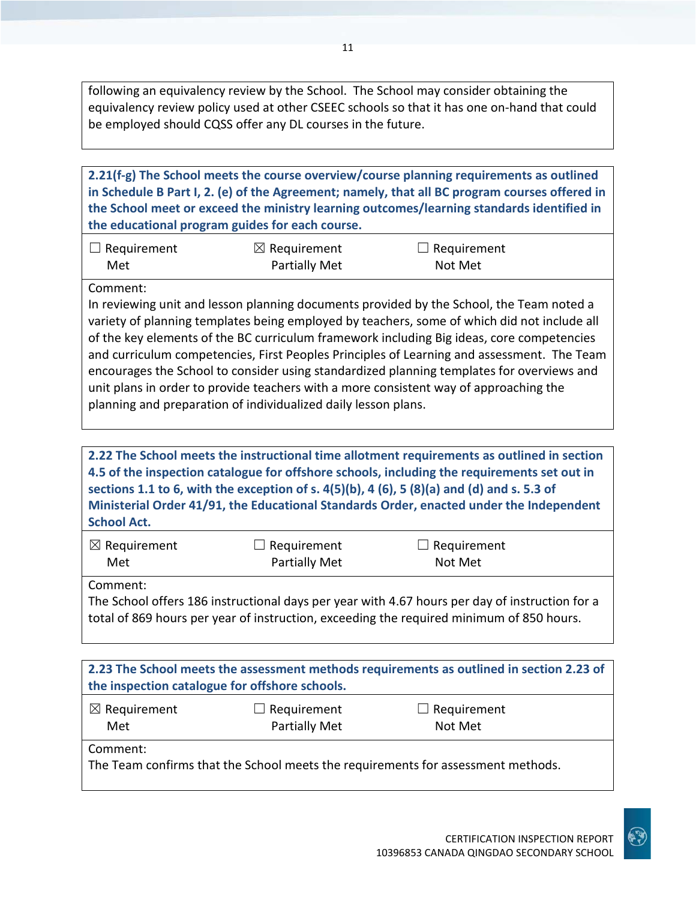following an equivalency review by the School. The School may consider obtaining the equivalency review policy used at other CSEEC schools so that it has one on-hand that could be employed should CQSS offer any DL courses in the future.

**2.21(f-g) The School meets the course overview/course planning requirements as outlined in Schedule B Part I, 2. (e) of the Agreement; namely, that all BC program courses offered in the School meet or exceed the ministry learning outcomes/learning standards identified in the educational program guides for each course.**

☐ Requirement Met ☒ Requirement Partially Met ☐ Requirement Not Met

Comment:
In reviewing unit and lesson planning documents provided by the School, the Team noted a variety of planning templates being employed by teachers, some of which did not include all of the key elements of the BC curriculum framework including Big ideas, core competencies and curriculum competencies, First Peoples Principles of Learning and assessment. The Team encourages the School to consider using standardized planning templates for overviews and unit plans in order to provide teachers with a more consistent way of approaching the planning and preparation of individualized daily lesson plans.

**2.22 The School meets the instructional time allotment requirements as outlined in section 4.5 of the inspection catalogue for offshore schools, including the requirements set out in sections 1.1 to 6, with the exception of s. 4(5)(b), 4 (6), 5 (8)(a) and (d) and s. 5.3 of Ministerial Order 41/91, the Educational Standards Order, enacted under the Independent School Act.**

☒ Requirement Met ☐ Requirement Partially Met ☐ Requirement Not Met

Comment:
The School offers 186 instructional days per year with 4.67 hours per day of instruction for a total of 869 hours per year of instruction, exceeding the required minimum of 850 hours.

**2.23 The School meets the assessment methods requirements as outlined in section 2.23 of the inspection catalogue for offshore schools.**

☒ Requirement Met ☐ Requirement Partially Met ☐ Requirement Not Met

Comment:
The Team confirms that the School meets the requirements for assessment methods.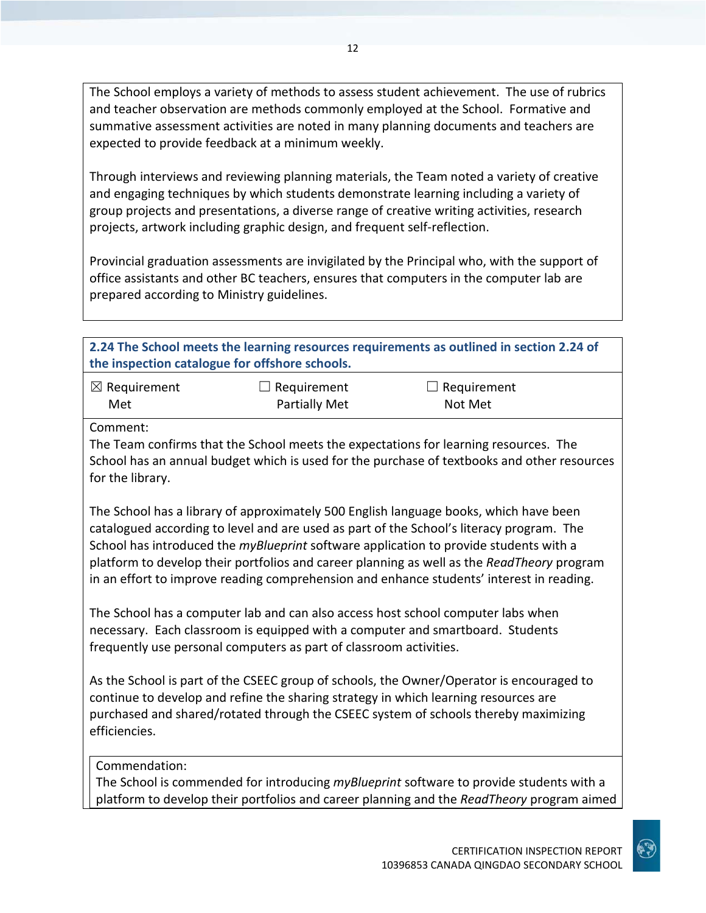The School employs a variety of methods to assess student achievement. The use of rubrics and teacher observation are methods commonly employed at the School. Formative and summative assessment activities are noted in many planning documents and teachers are expected to provide feedback at a minimum weekly.

Through interviews and reviewing planning materials, the Team noted a variety of creative and engaging techniques by which students demonstrate learning including a variety of group projects and presentations, a diverse range of creative writing activities, research projects, artwork including graphic design, and frequent self-reflection.

Provincial graduation assessments are invigilated by the Principal who, with the support of office assistants and other BC teachers, ensures that computers in the computer lab are prepared according to Ministry guidelines.

**2.24 The School meets the learning resources requirements as outlined in section 2.24 of the inspection catalogue for offshore schools.**

| ☒ Requirement Met | ☐ Requirement Partially Met | ☐ Requirement Not Met |
|---|---|---|

Comment:
The Team confirms that the School meets the expectations for learning resources. The School has an annual budget which is used for the purchase of textbooks and other resources for the library.

The School has a library of approximately 500 English language books, which have been catalogued according to level and are used as part of the School's literacy program. The School has introduced the *myBlueprint* software application to provide students with a platform to develop their portfolios and career planning as well as the *ReadTheory* program in an effort to improve reading comprehension and enhance students' interest in reading.

The School has a computer lab and can also access host school computer labs when necessary. Each classroom is equipped with a computer and smartboard. Students frequently use personal computers as part of classroom activities.

As the School is part of the CSEEC group of schools, the Owner/Operator is encouraged to continue to develop and refine the sharing strategy in which learning resources are purchased and shared/rotated through the CSEEC system of schools thereby maximizing efficiencies.

Commendation:
The School is commended for introducing *myBlueprint* software to provide students with a platform to develop their portfolios and career planning and the *ReadTheory* program aimed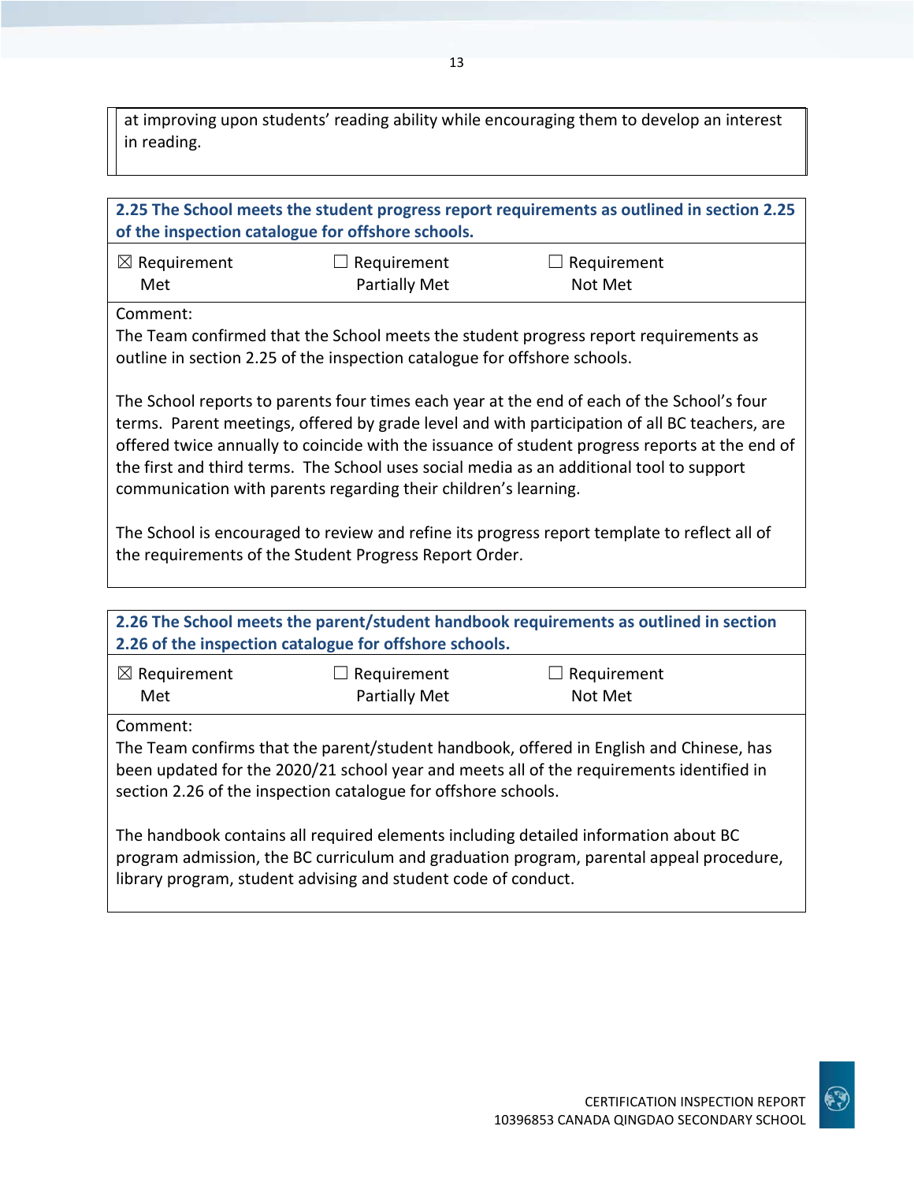at improving upon students' reading ability while encouraging them to develop an interest in reading.

**2.25 The School meets the student progress report requirements as outlined in section 2.25 of the inspection catalogue for offshore schools.**

| ☒ Requirement Met | ☐ Requirement Partially Met | ☐ Requirement Not Met |
|---|---|---|

Comment:
The Team confirmed that the School meets the student progress report requirements as outline in section 2.25 of the inspection catalogue for offshore schools.

The School reports to parents four times each year at the end of each of the School's four terms. Parent meetings, offered by grade level and with participation of all BC teachers, are offered twice annually to coincide with the issuance of student progress reports at the end of the first and third terms. The School uses social media as an additional tool to support communication with parents regarding their children's learning.

The School is encouraged to review and refine its progress report template to reflect all of the requirements of the Student Progress Report Order.

**2.26 The School meets the parent/student handbook requirements as outlined in section 2.26 of the inspection catalogue for offshore schools.**

| ☒ Requirement Met | ☐ Requirement Partially Met | ☐ Requirement Not Met |
|---|---|---|

Comment:
The Team confirms that the parent/student handbook, offered in English and Chinese, has been updated for the 2020/21 school year and meets all of the requirements identified in section 2.26 of the inspection catalogue for offshore schools.

The handbook contains all required elements including detailed information about BC program admission, the BC curriculum and graduation program, parental appeal procedure, library program, student advising and student code of conduct.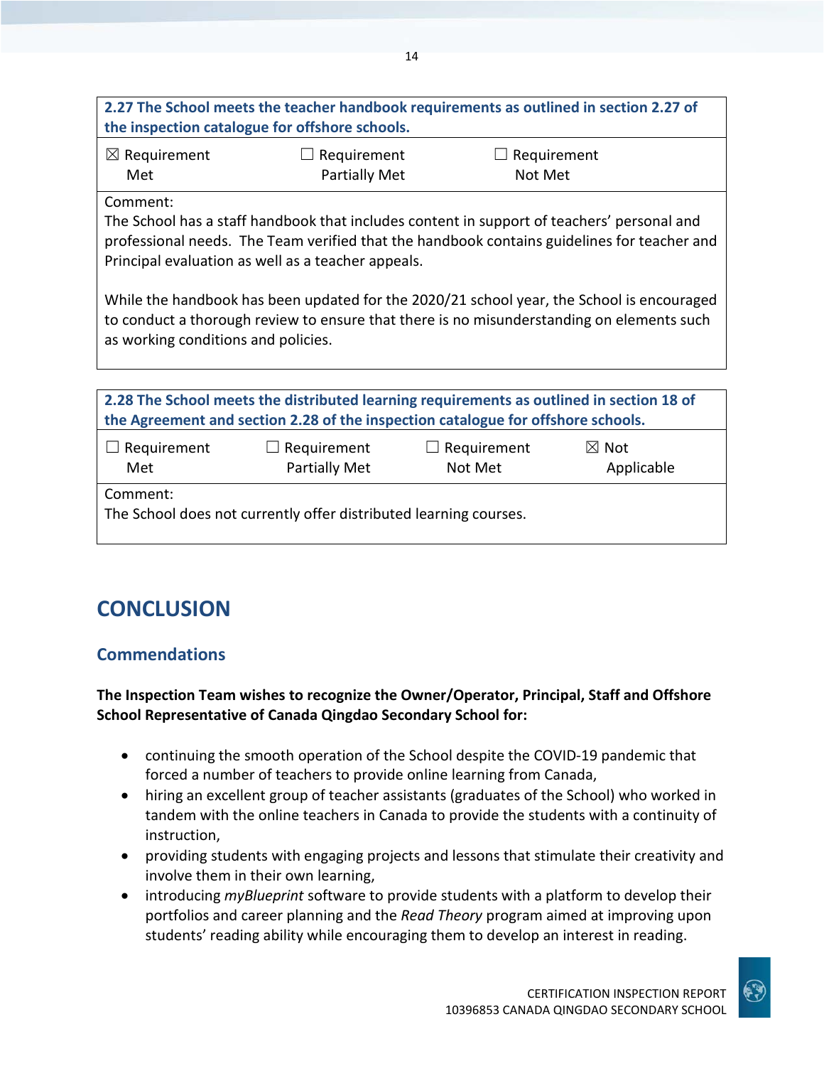| 2.27 The School meets the teacher handbook requirements as outlined in section 2.27 of the inspection catalogue for offshore schools. | | |
|---|---|---|
| ☒ Requirement Met | ☐ Requirement Partially Met | ☐ Requirement Not Met |
| Comment:<br>The School has a staff handbook that includes content in support of teachers' personal and professional needs. The Team verified that the handbook contains guidelines for teacher and Principal evaluation as well as a teacher appeals.<br><br>While the handbook has been updated for the 2020/21 school year, the School is encouraged to conduct a thorough review to ensure that there is no misunderstanding on elements such as working conditions and policies. | | |

| 2.28 The School meets the distributed learning requirements as outlined in section 18 of the Agreement and section 2.28 of the inspection catalogue for offshore schools. | | | |
|---|---|---|---|
| ☐ Requirement Met | ☐ Requirement Partially Met | ☐ Requirement Not Met | ☒ Not Applicable |
| Comment:<br>The School does not currently offer distributed learning courses. | | | |

# CONCLUSION

## Commendations

**The Inspection Team wishes to recognize the Owner/Operator, Principal, Staff and Offshore School Representative of Canada Qingdao Secondary School for:**

- continuing the smooth operation of the School despite the COVID-19 pandemic that forced a number of teachers to provide online learning from Canada,
- hiring an excellent group of teacher assistants (graduates of the School) who worked in tandem with the online teachers in Canada to provide the students with a continuity of instruction,
- providing students with engaging projects and lessons that stimulate their creativity and involve them in their own learning,
- introducing *myBlueprint* software to provide students with a platform to develop their portfolios and career planning and the *Read Theory* program aimed at improving upon students' reading ability while encouraging them to develop an interest in reading.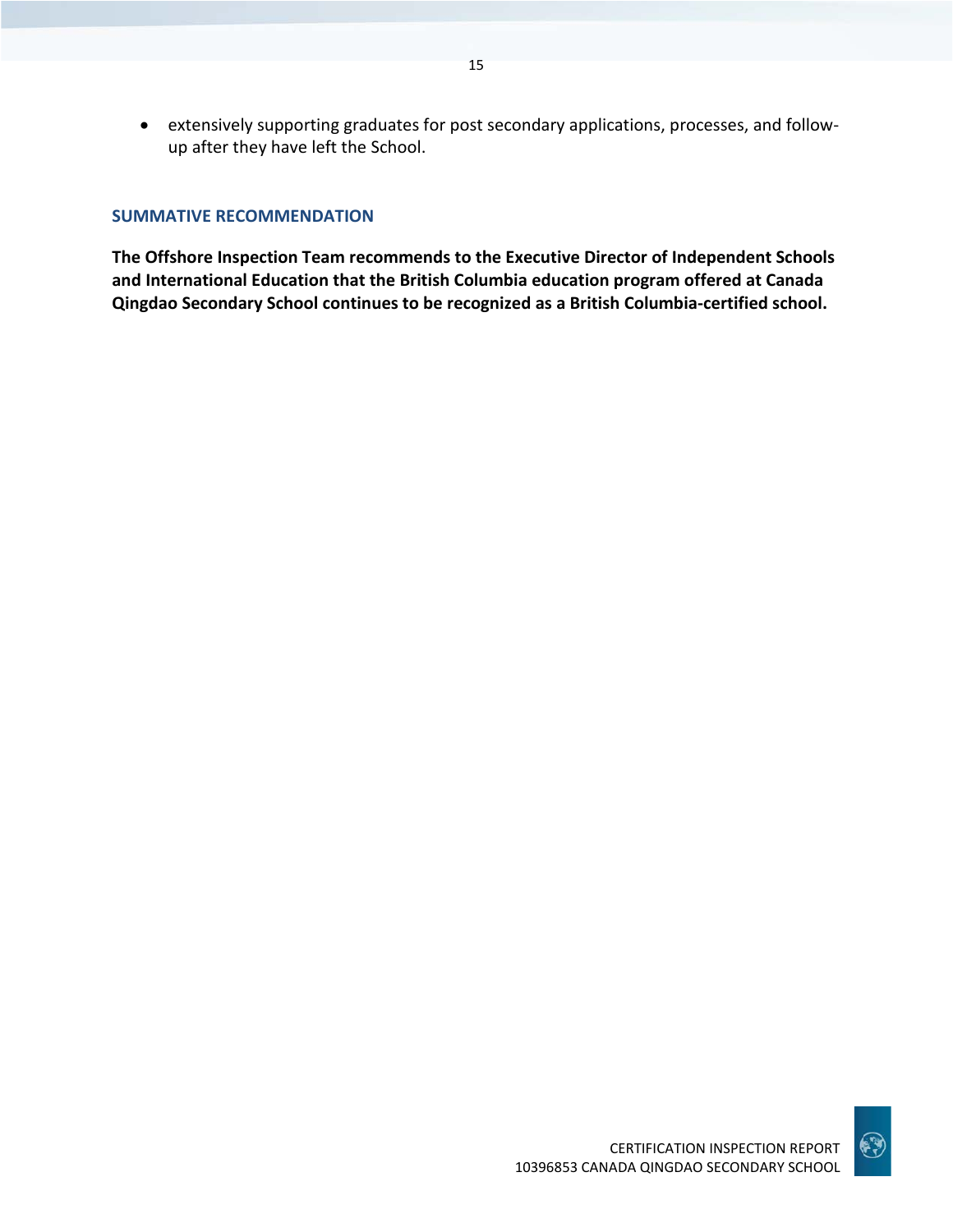- extensively supporting graduates for post secondary applications, processes, and follow-up after they have left the School.

## SUMMATIVE RECOMMENDATION

**The Offshore Inspection Team recommends to the Executive Director of Independent Schools and International Education that the British Columbia education program offered at Canada Qingdao Secondary School continues to be recognized as a British Columbia-certified school.**